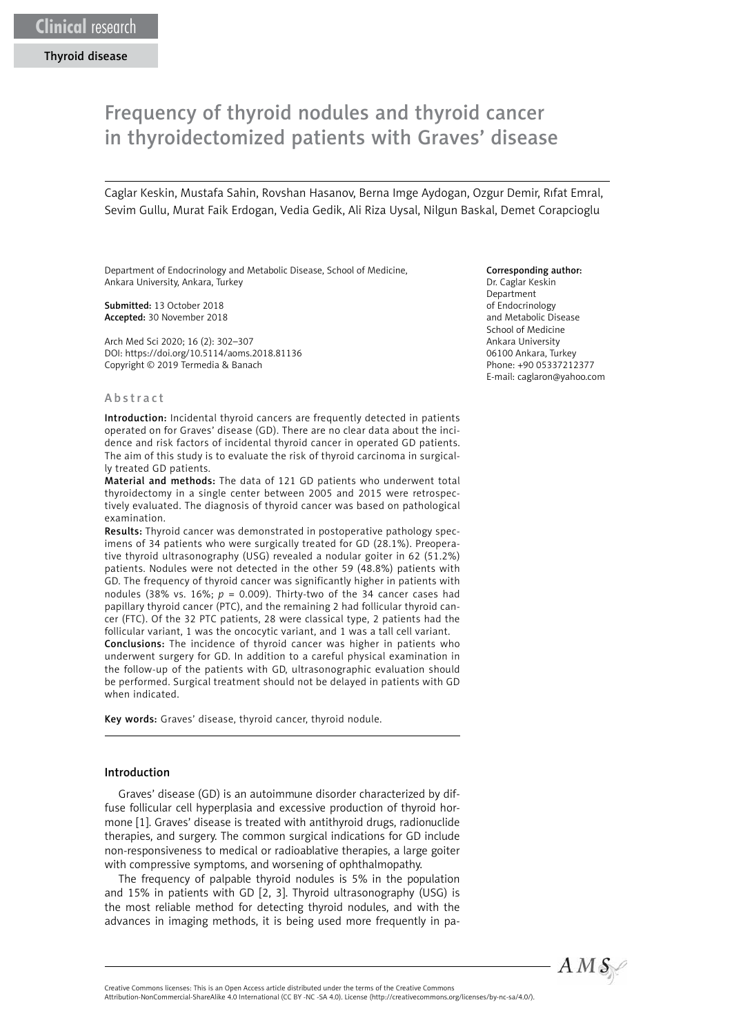Clinical research

Thyroid disease

# Frequency of thyroid nodules and thyroid cancer in thyroidectomized patients with Graves' disease

Caglar Keskin, Mustafa Sahin, Rovshan Hasanov, Berna Imge Aydogan, Ozgur Demir, Rıfat Emral, Sevim Gullu, Murat Faik Erdogan, Vedia Gedik, Ali Riza Uysal, Nilgun Baskal, Demet Corapcioglu

Department of Endocrinology and Metabolic Disease, School of Medicine, Ankara University, Ankara, Turkey

**Submitted:** 13 October 2018
**Accepted:** 30 November 2018

Arch Med Sci 2020; 16 (2): 302–307
DOI: https://doi.org/10.5114/aoms.2018.81136
Copyright © 2019 Termedia & Banach

**Corresponding author:**
Dr. Caglar Keskin
Department
of Endocrinology
and Metabolic Disease
School of Medicine
Ankara University
06100 Ankara, Turkey
Phone: +90 05337212377
E-mail: caglaron@yahoo.com

## Abstract

**Introduction:** Incidental thyroid cancers are frequently detected in patients operated on for Graves' disease (GD). There are no clear data about the incidence and risk factors of incidental thyroid cancer in operated GD patients. The aim of this study is to evaluate the risk of thyroid carcinoma in surgically treated GD patients.

**Material and methods:** The data of 121 GD patients who underwent total thyroidectomy in a single center between 2005 and 2015 were retrospectively evaluated. The diagnosis of thyroid cancer was based on pathological examination.

**Results:** Thyroid cancer was demonstrated in postoperative pathology specimens of 34 patients who were surgically treated for GD (28.1%). Preoperative thyroid ultrasonography (USG) revealed a nodular goiter in 62 (51.2%) patients. Nodules were not detected in the other 59 (48.8%) patients with GD. The frequency of thyroid cancer was significantly higher in patients with nodules (38% vs. 16%; $p = 0.009$). Thirty-two of the 34 cancer cases had papillary thyroid cancer (PTC), and the remaining 2 had follicular thyroid cancer (FTC). Of the 32 PTC patients, 28 were classical type, 2 patients had the follicular variant, 1 was the oncocytic variant, and 1 was a tall cell variant.

**Conclusions:** The incidence of thyroid cancer was higher in patients who underwent surgery for GD. In addition to a careful physical examination in the follow-up of the patients with GD, ultrasonographic evaluation should be performed. Surgical treatment should not be delayed in patients with GD when indicated.

**Key words:** Graves' disease, thyroid cancer, thyroid nodule.

## Introduction

Graves' disease (GD) is an autoimmune disorder characterized by diffuse follicular cell hyperplasia and excessive production of thyroid hormone [1]. Graves' disease is treated with antithyroid drugs, radionuclide therapies, and surgery. The common surgical indications for GD include non-responsiveness to medical or radioablative therapies, a large goiter with compressive symptoms, and worsening of ophthalmopathy.

The frequency of palpable thyroid nodules is 5% in the population and 15% in patients with GD [2, 3]. Thyroid ultrasonography (USG) is the most reliable method for detecting thyroid nodules, and with the advances in imaging methods, it is being used more frequently in pa-

Creative Commons licenses: This is an Open Access article distributed under the terms of the Creative Commons Attribution-NonCommercial-ShareAlike 4.0 International (CC BY -NC -SA 4.0). License (http://creativecommons.org/licenses/by-nc-sa/4.0/).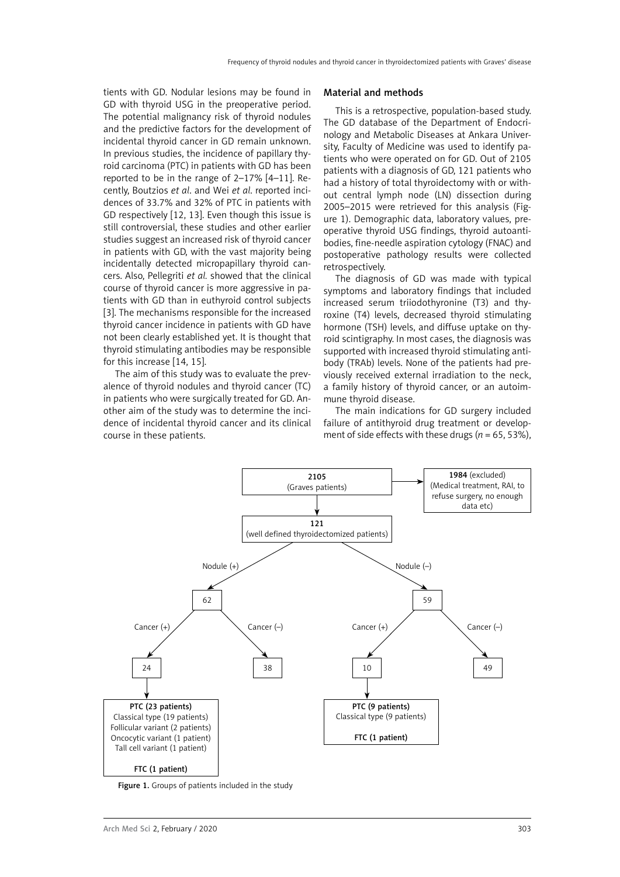tients with GD. Nodular lesions may be found in GD with thyroid USG in the preoperative period. The potential malignancy risk of thyroid nodules and the predictive factors for the development of incidental thyroid cancer in GD remain unknown. In previous studies, the incidence of papillary thyroid carcinoma (PTC) in patients with GD has been reported to be in the range of 2–17% [4–11]. Recently, Boutzios *et al*. and Wei *et al*. reported incidences of 33.7% and 32% of PTC in patients with GD respectively [12, 13]. Even though this issue is still controversial, these studies and other earlier studies suggest an increased risk of thyroid cancer in patients with GD, with the vast majority being incidentally detected micropapillary thyroid cancers. Also, Pellegriti *et al.* showed that the clinical course of thyroid cancer is more aggressive in patients with GD than in euthyroid control subjects [3]. The mechanisms responsible for the increased thyroid cancer incidence in patients with GD have not been clearly established yet. It is thought that thyroid stimulating antibodies may be responsible for this increase [14, 15].

The aim of this study was to evaluate the prevalence of thyroid nodules and thyroid cancer (TC) in patients who were surgically treated for GD. Another aim of the study was to determine the incidence of incidental thyroid cancer and its clinical course in these patients.

## Material and methods

This is a retrospective, population-based study. The GD database of the Department of Endocrinology and Metabolic Diseases at Ankara University, Faculty of Medicine was used to identify patients who were operated on for GD. Out of 2105 patients with a diagnosis of GD, 121 patients who had a history of total thyroidectomy with or without central lymph node (LN) dissection during 2005–2015 were retrieved for this analysis (Figure 1). Demographic data, laboratory values, preoperative thyroid USG findings, thyroid autoantibodies, fine-needle aspiration cytology (FNAC) and postoperative pathology results were collected retrospectively.

The diagnosis of GD was made with typical symptoms and laboratory findings that included increased serum triiodothyronine (T3) and thyroxine (T4) levels, decreased thyroid stimulating hormone (TSH) levels, and diffuse uptake on thyroid scintigraphy. In most cases, the diagnosis was supported with increased thyroid stimulating antibody (TRAb) levels. None of the patients had previously received external irradiation to the neck, a family history of thyroid cancer, or an autoimmune thyroid disease.

The main indications for GD surgery included failure of antithyroid drug treatment or development of side effects with these drugs ($n$ = 65, 53%),

**2105** (Graves patients) → **1984** (excluded) (Medical treatment, RAI, to refuse surgery, no enough data etc)

**121** (well defined thyroidectomized patients)

- Nodule (+): 62
  - Cancer (+): 24
    - **PTC (23 patients)**: Classical type (19 patients), Follicular variant (2 patients), Oncocytic variant (1 patient), Tall cell variant (1 patient)
    - **FTC (1 patient)**
  - Cancer (–): 38
- Nodule (–): 59
  - Cancer (+): 10
    - **PTC (9 patients)**: Classical type (9 patients)
    - **FTC (1 patient)**
  - Cancer (–): 49

**Figure 1.** Groups of patients included in the study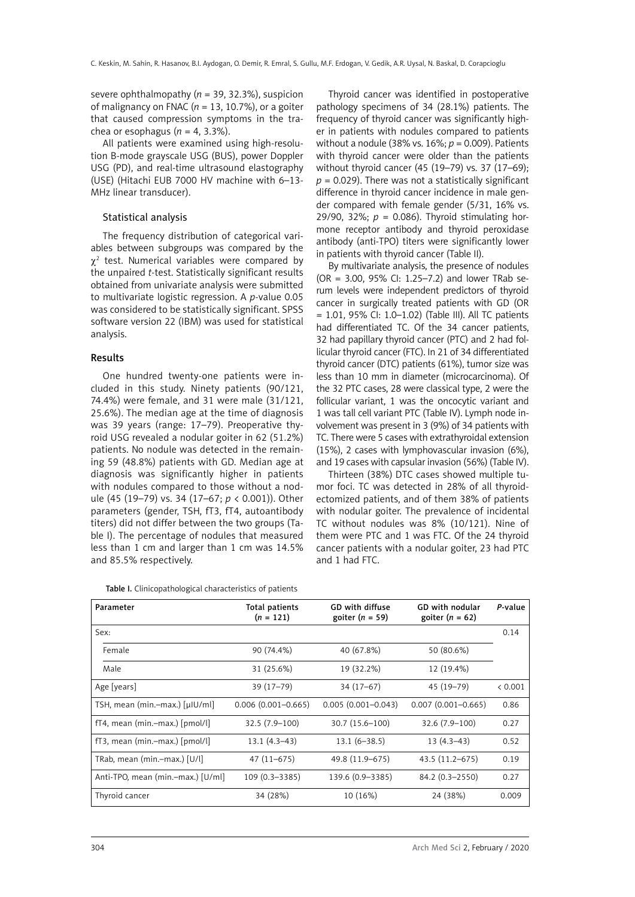severe ophthalmopathy (*n* = 39, 32.3%), suspicion of malignancy on FNAC (*n* = 13, 10.7%), or a goiter that caused compression symptoms in the trachea or esophagus (*n* = 4, 3.3%).

All patients were examined using high-resolution B-mode grayscale USG (BUS), power Doppler USG (PD), and real-time ultrasound elastography (USE) (Hitachi EUB 7000 HV machine with 6–13-MHz linear transducer).

### Statistical analysis

The frequency distribution of categorical variables between subgroups was compared by the $\chi^2$ test. Numerical variables were compared by the unpaired *t*-test. Statistically significant results obtained from univariate analysis were submitted to multivariate logistic regression. A *p*-value 0.05 was considered to be statistically significant. SPSS software version 22 (IBM) was used for statistical analysis.

## Results

One hundred twenty-one patients were included in this study. Ninety patients (90/121, 74.4%) were female, and 31 were male (31/121, 25.6%). The median age at the time of diagnosis was 39 years (range: 17–79). Preoperative thyroid USG revealed a nodular goiter in 62 (51.2%) patients. No nodule was detected in the remaining 59 (48.8%) patients with GD. Median age at diagnosis was significantly higher in patients with nodules compared to those without a nodule (45 (19–79) vs. 34 (17–67; $p < 0.001$)). Other parameters (gender, TSH, fT3, fT4, autoantibody titers) did not differ between the two groups (Table I). The percentage of nodules that measured less than 1 cm and larger than 1 cm was 14.5% and 85.5% respectively.

Thyroid cancer was identified in postoperative pathology specimens of 34 (28.1%) patients. The frequency of thyroid cancer was significantly higher in patients with nodules compared to patients without a nodule (38% vs. 16%; $p = 0.009$). Patients with thyroid cancer were older than the patients without thyroid cancer (45 (19–79) vs. 37 (17–69); $p = 0.029$). There was not a statistically significant difference in thyroid cancer incidence in male gender compared with female gender (5/31, 16% vs. 29/90, 32%; $p = 0.086$). Thyroid stimulating hormone receptor antibody and thyroid peroxidase antibody (anti-TPO) titers were significantly lower in patients with thyroid cancer (Table II).

By multivariate analysis, the presence of nodules (OR = 3.00, 95% CI: 1.25–7.2) and lower TRab serum levels were independent predictors of thyroid cancer in surgically treated patients with GD (OR = 1.01, 95% CI: 1.0–1.02) (Table III). All TC patients had differentiated TC. Of the 34 cancer patients, 32 had papillary thyroid cancer (PTC) and 2 had follicular thyroid cancer (FTC). In 21 of 34 differentiated thyroid cancer (DTC) patients (61%), tumor size was less than 10 mm in diameter (microcarcinoma). Of the 32 PTC cases, 28 were classical type, 2 were the follicular variant, 1 was the oncocytic variant and 1 was tall cell variant PTC (Table IV). Lymph node involvement was present in 3 (9%) of 34 patients with TC. There were 5 cases with extrathyroidal extension (15%), 2 cases with lymphovascular invasion (6%), and 19 cases with capsular invasion (56%) (Table IV).

Thirteen (38%) DTC cases showed multiple tumor foci. TC was detected in 28% of all thyroidectomized patients, and of them 38% of patients with nodular goiter. The prevalence of incidental TC without nodules was 8% (10/121). Nine of them were PTC and 1 was FTC. Of the 24 thyroid cancer patients with a nodular goiter, 23 had PTC and 1 had FTC.

**Table I.** Clinicopathological characteristics of patients

| Parameter | Total patients (*n* = 121) | GD with diffuse goiter (*n* = 59) | GD with nodular goiter (*n* = 62) | *P*-value |
|---|---|---|---|---|
| Sex: | | | | 0.14 |
| Female | 90 (74.4%) | 40 (67.8%) | 50 (80.6%) | |
| Male | 31 (25.6%) | 19 (32.2%) | 12 (19.4%) | |
| Age [years] | 39 (17–79) | 34 (17–67) | 45 (19–79) | < 0.001 |
| TSH, mean (min.–max.) [μIU/ml] | 0.006 (0.001–0.665) | 0.005 (0.001–0.043) | 0.007 (0.001–0.665) | 0.86 |
| fT4, mean (min.–max.) [pmol/l] | 32.5 (7.9–100) | 30.7 (15.6–100) | 32.6 (7.9–100) | 0.27 |
| fT3, mean (min.–max.) [pmol/l] | 13.1 (4.3–43) | 13.1 (6–38.5) | 13 (4.3–43) | 0.52 |
| TRab, mean (min.–max.) [U/l] | 47 (11–675) | 49.8 (11.9–675) | 43.5 (11.2–675) | 0.19 |
| Anti-TPO, mean (min.–max.) [U/ml] | 109 (0.3–3385) | 139.6 (0.9–3385) | 84.2 (0.3–2550) | 0.27 |
| Thyroid cancer | 34 (28%) | 10 (16%) | 24 (38%) | 0.009 |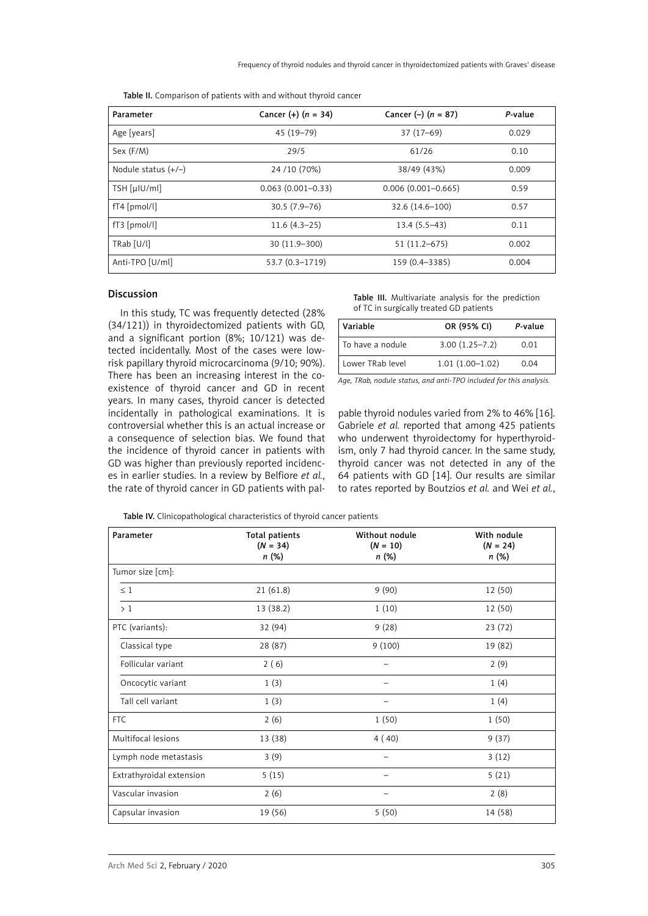Table II. Comparison of patients with and without thyroid cancer

| Parameter | Cancer (+) (*n* = 34) | Cancer (–) (*n* = 87) | *P*-value |
|---|---|---|---|
| Age [years] | 45 (19–79) | 37 (17–69) | 0.029 |
| Sex (F/M) | 29/5 | 61/26 | 0.10 |
| Nodule status (+/–) | 24 /10 (70%) | 38/49 (43%) | 0.009 |
| TSH [μIU/ml] | 0.063 (0.001–0.33) | 0.006 (0.001–0.665) | 0.59 |
| fT4 [pmol/l] | 30.5 (7.9–76) | 32.6 (14.6–100) | 0.57 |
| fT3 [pmol/l] | 11.6 (4.3–25) | 13.4 (5.5–43) | 0.11 |
| TRab [U/l] | 30 (11.9–300) | 51 (11.2–675) | 0.002 |
| Anti-TPO [U/ml] | 53.7 (0.3–1719) | 159 (0.4–3385) | 0.004 |

## Discussion

In this study, TC was frequently detected (28% (34/121)) in thyroidectomized patients with GD, and a significant portion (8%; 10/121) was detected incidentally. Most of the cases were low-risk papillary thyroid microcarcinoma (9/10; 90%). There has been an increasing interest in the co-existence of thyroid cancer and GD in recent years. In many cases, thyroid cancer is detected incidentally in pathological examinations. It is controversial whether this is an actual increase or a consequence of selection bias. We found that the incidence of thyroid cancer in patients with GD was higher than previously reported incidences in earlier studies. In a review by Belfiore *et al.*, the rate of thyroid cancer in GD patients with palpable thyroid nodules varied from 2% to 46% [16]. Gabriele *et al.* reported that among 425 patients who underwent thyroidectomy for hyperthyroidism, only 7 had thyroid cancer. In the same study, thyroid cancer was not detected in any of the 64 patients with GD [14]. Our results are similar to rates reported by Boutzios *et al.* and Wei *et al.*,

Table III. Multivariate analysis for the prediction of TC in surgically treated GD patients

| Variable | OR (95% CI) | *P*-value |
|---|---|---|
| To have a nodule | 3.00 (1.25–7.2) | 0.01 |
| Lower TRab level | 1.01 (1.00–1.02) | 0.04 |

*Age, TRab, nodule status, and anti-TPO included for this analysis.*

Table IV. Clinicopathological characteristics of thyroid cancer patients

| Parameter | Total patients (*N* = 34) *n* (%) | Without nodule (*N* = 10) *n* (%) | With nodule (*N* = 24) *n* (%) |
|---|---|---|---|
| Tumor size [cm]: | | | |
| ≤ 1 | 21 (61.8) | 9 (90) | 12 (50) |
| > 1 | 13 (38.2) | 1 (10) | 12 (50) |
| PTC (variants): | 32 (94) | 9 (28) | 23 (72) |
| Classical type | 28 (87) | 9 (100) | 19 (82) |
| Follicular variant | 2 (6) | – | 2 (9) |
| Oncocytic variant | 1 (3) | – | 1 (4) |
| Tall cell variant | 1 (3) | – | 1 (4) |
| FTC | 2 (6) | 1 (50) | 1 (50) |
| Multifocal lesions | 13 (38) | 4 (40) | 9 (37) |
| Lymph node metastasis | 3 (9) | – | 3 (12) |
| Extrathyroidal extension | 5 (15) | – | 5 (21) |
| Vascular invasion | 2 (6) | – | 2 (8) |
| Capsular invasion | 19 (56) | 5 (50) | 14 (58) |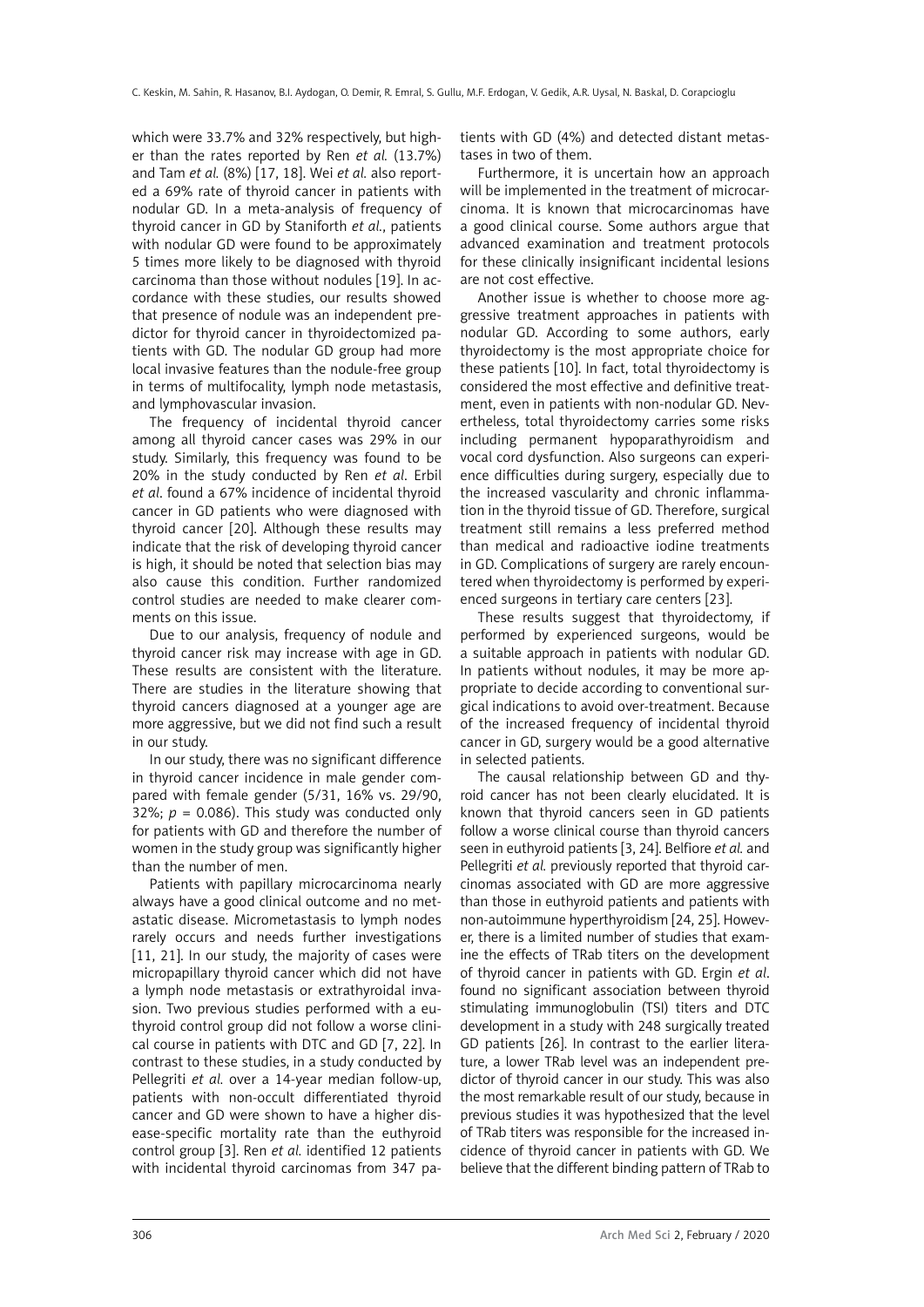which were 33.7% and 32% respectively, but higher than the rates reported by Ren *et al.* (13.7%) and Tam *et al.* (8%) [17, 18]. Wei *et al.* also reported a 69% rate of thyroid cancer in patients with nodular GD. In a meta-analysis of frequency of thyroid cancer in GD by Staniforth *et al.*, patients with nodular GD were found to be approximately 5 times more likely to be diagnosed with thyroid carcinoma than those without nodules [19]. In accordance with these studies, our results showed that presence of nodule was an independent predictor for thyroid cancer in thyroidectomized patients with GD. The nodular GD group had more local invasive features than the nodule-free group in terms of multifocality, lymph node metastasis, and lymphovascular invasion.

The frequency of incidental thyroid cancer among all thyroid cancer cases was 29% in our study. Similarly, this frequency was found to be 20% in the study conducted by Ren *et al*. Erbil *et al*. found a 67% incidence of incidental thyroid cancer in GD patients who were diagnosed with thyroid cancer [20]. Although these results may indicate that the risk of developing thyroid cancer is high, it should be noted that selection bias may also cause this condition. Further randomized control studies are needed to make clearer comments on this issue.

Due to our analysis, frequency of nodule and thyroid cancer risk may increase with age in GD. These results are consistent with the literature. There are studies in the literature showing that thyroid cancers diagnosed at a younger age are more aggressive, but we did not find such a result in our study.

In our study, there was no significant difference in thyroid cancer incidence in male gender compared with female gender (5/31, 16% vs. 29/90, 32%; $p = 0.086$). This study was conducted only for patients with GD and therefore the number of women in the study group was significantly higher than the number of men.

Patients with papillary microcarcinoma nearly always have a good clinical outcome and no metastatic disease. Micrometastasis to lymph nodes rarely occurs and needs further investigations [11, 21]. In our study, the majority of cases were micropapillary thyroid cancer which did not have a lymph node metastasis or extrathyroidal invasion. Two previous studies performed with a euthyroid control group did not follow a worse clinical course in patients with DTC and GD [7, 22]. In contrast to these studies, in a study conducted by Pellegriti *et al.* over a 14-year median follow-up, patients with non-occult differentiated thyroid cancer and GD were shown to have a higher disease-specific mortality rate than the euthyroid control group [3]. Ren *et al.* identified 12 patients with incidental thyroid carcinomas from 347 patients with GD (4%) and detected distant metastases in two of them.

Furthermore, it is uncertain how an approach will be implemented in the treatment of microcarcinoma. It is known that microcarcinomas have a good clinical course. Some authors argue that advanced examination and treatment protocols for these clinically insignificant incidental lesions are not cost effective.

Another issue is whether to choose more aggressive treatment approaches in patients with nodular GD. According to some authors, early thyroidectomy is the most appropriate choice for these patients [10]. In fact, total thyroidectomy is considered the most effective and definitive treatment, even in patients with non-nodular GD. Nevertheless, total thyroidectomy carries some risks including permanent hypoparathyroidism and vocal cord dysfunction. Also surgeons can experience difficulties during surgery, especially due to the increased vascularity and chronic inflammation in the thyroid tissue of GD. Therefore, surgical treatment still remains a less preferred method than medical and radioactive iodine treatments in GD. Complications of surgery are rarely encountered when thyroidectomy is performed by experienced surgeons in tertiary care centers [23].

These results suggest that thyroidectomy, if performed by experienced surgeons, would be a suitable approach in patients with nodular GD. In patients without nodules, it may be more appropriate to decide according to conventional surgical indications to avoid over-treatment. Because of the increased frequency of incidental thyroid cancer in GD, surgery would be a good alternative in selected patients.

The causal relationship between GD and thyroid cancer has not been clearly elucidated. It is known that thyroid cancers seen in GD patients follow a worse clinical course than thyroid cancers seen in euthyroid patients [3, 24]. Belfiore *et al.* and Pellegriti *et al.* previously reported that thyroid carcinomas associated with GD are more aggressive than those in euthyroid patients and patients with non-autoimmune hyperthyroidism [24, 25]. However, there is a limited number of studies that examine the effects of TRab titers on the development of thyroid cancer in patients with GD. Ergin *et al*. found no significant association between thyroid stimulating immunoglobulin (TSI) titers and DTC development in a study with 248 surgically treated GD patients [26]. In contrast to the earlier literature, a lower TRab level was an independent predictor of thyroid cancer in our study. This was also the most remarkable result of our study, because in previous studies it was hypothesized that the level of TRab titers was responsible for the increased incidence of thyroid cancer in patients with GD. We believe that the different binding pattern of TRab to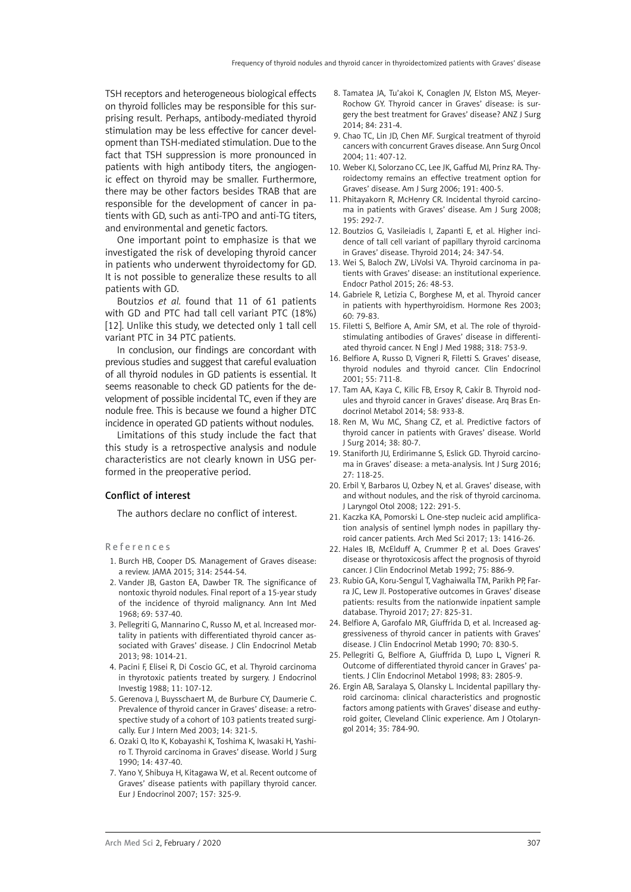TSH receptors and heterogeneous biological effects on thyroid follicles may be responsible for this surprising result. Perhaps, antibody-mediated thyroid stimulation may be less effective for cancer development than TSH-mediated stimulation. Due to the fact that TSH suppression is more pronounced in patients with high antibody titers, the angiogenic effect on thyroid may be smaller. Furthermore, there may be other factors besides TRAB that are responsible for the development of cancer in patients with GD, such as anti-TPO and anti-TG titers, and environmental and genetic factors.

One important point to emphasize is that we investigated the risk of developing thyroid cancer in patients who underwent thyroidectomy for GD. It is not possible to generalize these results to all patients with GD.

Boutzios *et al.* found that 11 of 61 patients with GD and PTC had tall cell variant PTC (18%) [12]. Unlike this study, we detected only 1 tall cell variant PTC in 34 PTC patients.

In conclusion, our findings are concordant with previous studies and suggest that careful evaluation of all thyroid nodules in GD patients is essential. It seems reasonable to check GD patients for the development of possible incidental TC, even if they are nodule free. This is because we found a higher DTC incidence in operated GD patients without nodules.

Limitations of this study include the fact that this study is a retrospective analysis and nodule characteristics are not clearly known in USG performed in the preoperative period.

## Conflict of interest

The authors declare no conflict of interest.

## References

1. Burch HB, Cooper DS. Management of Graves disease: a review. JAMA 2015; 314: 2544-54.
2. Vander JB, Gaston EA, Dawber TR. The significance of nontoxic thyroid nodules. Final report of a 15-year study of the incidence of thyroid malignancy. Ann Int Med 1968; 69: 537-40.
3. Pellegriti G, Mannarino C, Russo M, et al. Increased mortality in patients with differentiated thyroid cancer associated with Graves' disease. J Clin Endocrinol Metab 2013; 98: 1014-21.
4. Pacini F, Elisei R, Di Coscio GC, et al. Thyroid carcinoma in thyrotoxic patients treated by surgery. J Endocrinol Investig 1988; 11: 107-12.
5. Gerenova J, Buysschaert M, de Burbure CY, Daumerie C. Prevalence of thyroid cancer in Graves' disease: a retrospective study of a cohort of 103 patients treated surgically. Eur J Intern Med 2003; 14: 321-5.
6. Ozaki O, Ito K, Kobayashi K, Toshima K, Iwasaki H, Yashiro T. Thyroid carcinoma in Graves' disease. World J Surg 1990; 14: 437-40.
7. Yano Y, Shibuya H, Kitagawa W, et al. Recent outcome of Graves' disease patients with papillary thyroid cancer. Eur J Endocrinol 2007; 157: 325-9.
8. Tamatea JA, Tu'akoi K, Conaglen JV, Elston MS, Meyer-Rochow GY. Thyroid cancer in Graves' disease: is surgery the best treatment for Graves' disease? ANZ J Surg 2014; 84: 231-4.
9. Chao TC, Lin JD, Chen MF. Surgical treatment of thyroid cancers with concurrent Graves disease. Ann Surg Oncol 2004; 11: 407-12.
10. Weber KJ, Solorzano CC, Lee JK, Gaffud MJ, Prinz RA. Thyroidectomy remains an effective treatment option for Graves' disease. Am J Surg 2006; 191: 400-5.
11. Phitayakorn R, McHenry CR. Incidental thyroid carcinoma in patients with Graves' disease. Am J Surg 2008; 195: 292-7.
12. Boutzios G, Vasileiadis I, Zapanti E, et al. Higher incidence of tall cell variant of papillary thyroid carcinoma in Graves' disease. Thyroid 2014; 24: 347-54.
13. Wei S, Baloch ZW, LiVolsi VA. Thyroid carcinoma in patients with Graves' disease: an institutional experience. Endocr Pathol 2015; 26: 48-53.
14. Gabriele R, Letizia C, Borghese M, et al. Thyroid cancer in patients with hyperthyroidism. Hormone Res 2003; 60: 79-83.
15. Filetti S, Belfiore A, Amir SM, et al. The role of thyroid-stimulating antibodies of Graves' disease in differentiated thyroid cancer. N Engl J Med 1988; 318: 753-9.
16. Belfiore A, Russo D, Vigneri R, Filetti S. Graves' disease, thyroid nodules and thyroid cancer. Clin Endocrinol 2001; 55: 711-8.
17. Tam AA, Kaya C, Kilic FB, Ersoy R, Cakir B. Thyroid nodules and thyroid cancer in Graves' disease. Arq Bras Endocrinol Metabol 2014; 58: 933-8.
18. Ren M, Wu MC, Shang CZ, et al. Predictive factors of thyroid cancer in patients with Graves' disease. World J Surg 2014; 38: 80-7.
19. Staniforth JU, Erdirimanne S, Eslick GD. Thyroid carcinoma in Graves' disease: a meta-analysis. Int J Surg 2016; 27: 118-25.
20. Erbil Y, Barbaros U, Ozbey N, et al. Graves' disease, with and without nodules, and the risk of thyroid carcinoma. J Laryngol Otol 2008; 122: 291-5.
21. Kaczka KA, Pomorski L. One-step nucleic acid amplification analysis of sentinel lymph nodes in papillary thyroid cancer patients. Arch Med Sci 2017; 13: 1416-26.
22. Hales IB, McElduff A, Crummer P, et al. Does Graves' disease or thyrotoxicosis affect the prognosis of thyroid cancer. J Clin Endocrinol Metab 1992; 75: 886-9.
23. Rubio GA, Koru-Sengul T, Vaghaiwalla TM, Parikh PP, Farra JC, Lew JI. Postoperative outcomes in Graves' disease patients: results from the nationwide inpatient sample database. Thyroid 2017; 27: 825-31.
24. Belfiore A, Garofalo MR, Giuffrida D, et al. Increased aggressiveness of thyroid cancer in patients with Graves' disease. J Clin Endocrinol Metab 1990; 70: 830-5.
25. Pellegriti G, Belfiore A, Giuffrida D, Lupo L, Vigneri R. Outcome of differentiated thyroid cancer in Graves' patients. J Clin Endocrinol Metabol 1998; 83: 2805-9.
26. Ergin AB, Saralaya S, Olansky L. Incidental papillary thyroid carcinoma: clinical characteristics and prognostic factors among patients with Graves' disease and euthyroid goiter, Cleveland Clinic experience. Am J Otolaryngol 2014; 35: 784-90.